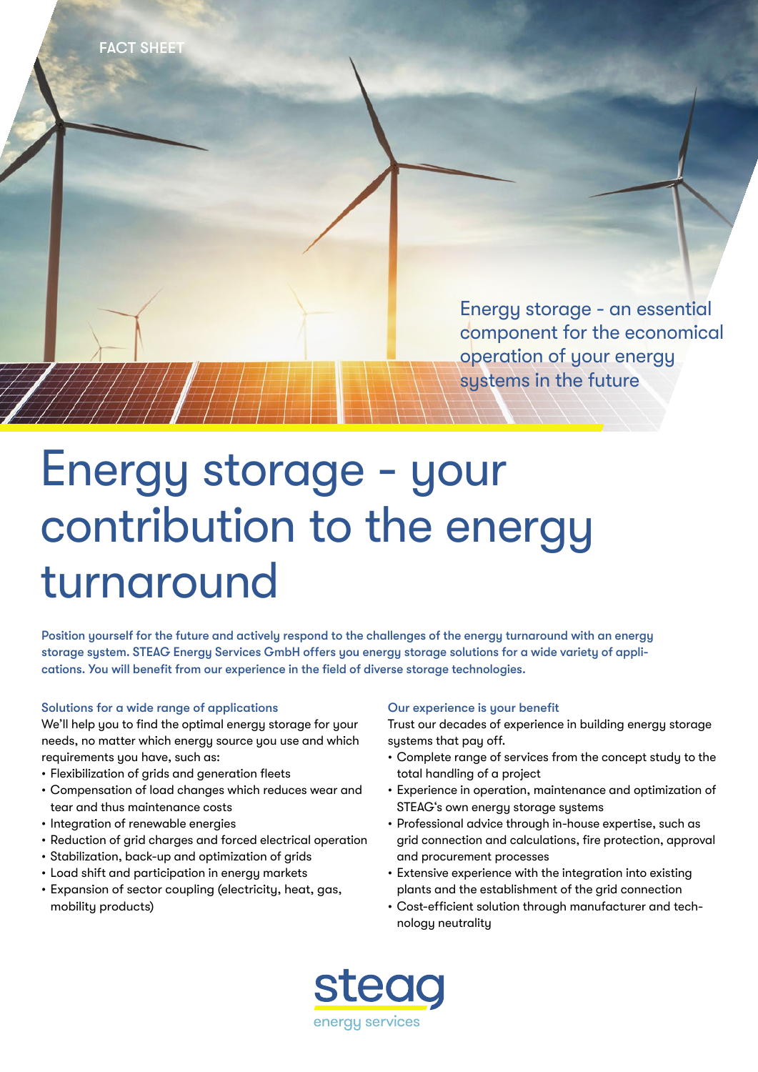FACT SHEET

Energy storage - an essential component for the economical operation of your energy systems in the future

# Energy storage - your contribution to the energy turnaround

**Position yourself for the future and actively respond to the challenges of the energy turnaround with an energy storage system. STEAG Energy Services GmbH offers you energy storage solutions for a wide variety of applications. You will benefit from our experience in the field of diverse storage technologies.**

### Solutions for a wide range of applications

We'll help you to find the optimal energy storage for your needs, no matter which energy source you use and which requirements you have, such as:

- Flexibilization of grids and generation fleets
- Compensation of load changes which reduces wear and tear and thus maintenance costs
- Integration of renewable energies
- Reduction of grid charges and forced electrical operation
- Stabilization, back-up and optimization of grids
- Load shift and participation in energy markets
- Expansion of sector coupling (electricity, heat, gas, mobility products)

### Our experience is your benefit

Trust our decades of experience in building energy storage systems that pay off.

- Complete range of services from the concept study to the total handling of a project
- Experience in operation, maintenance and optimization of STEAG's own energy storage systems
- Professional advice through in-house expertise, such as grid connection and calculations, fire protection, approval and procurement processes
- Extensive experience with the integration into existing plants and the establishment of the grid connection
- Cost-efficient solution through manufacturer and technology neutrality

steag
energy services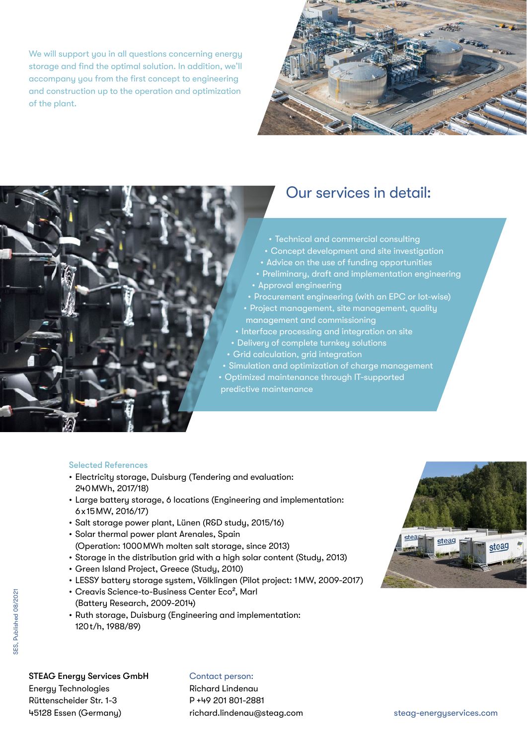We will support you in all questions concerning energy storage and find the optimal solution. In addition, we'll accompany you from the first concept to engineering and construction up to the operation and optimization of the plant.

## Our services in detail:

- Technical and commercial consulting
- Concept development and site investigation
- Advice on the use of funding opportunities
- Preliminary, draft and implementation engineering
- Approval engineering
- Procurement engineering (with an EPC or lot-wise)
- Project management, site management, quality management and commissioning
- Interface processing and integration on site
- Delivery of complete turnkey solutions
- Grid calculation, grid integration
- Simulation and optimization of charge management
- Optimized maintenance through IT-supported predictive maintenance

### Selected References

- Electricity storage, Duisburg (Tendering and evaluation: 240 MWh, 2017/18)
- Large battery storage, 6 locations (Engineering and implementation: 6 x 15 MW, 2016/17)
- Salt storage power plant, Lünen (R&D study, 2015/16)
- Solar thermal power plant Arenales, Spain (Operation: 1000 MWh molten salt storage, since 2013)
- Storage in the distribution grid with a high solar content (Study, 2013)
- Green Island Project, Greece (Study, 2010)
- LESSY battery storage system, Völklingen (Pilot project: 1 MW, 2009-2017)
- Creavis Science-to-Business Center Eco², Marl (Battery Research, 2009-2014)
- Ruth storage, Duisburg (Engineering and implementation: 120 t/h, 1988/89)

SES, Published 08/2021

**STEAG Energy Services GmbH**
Energy Technologies
Rüttenscheider Str. 1-3
45128 Essen (Germany)

Contact person:
Richard Lindenau
P +49 201 801-2881
richard.lindenau@steag.com

steag-energyservices.com